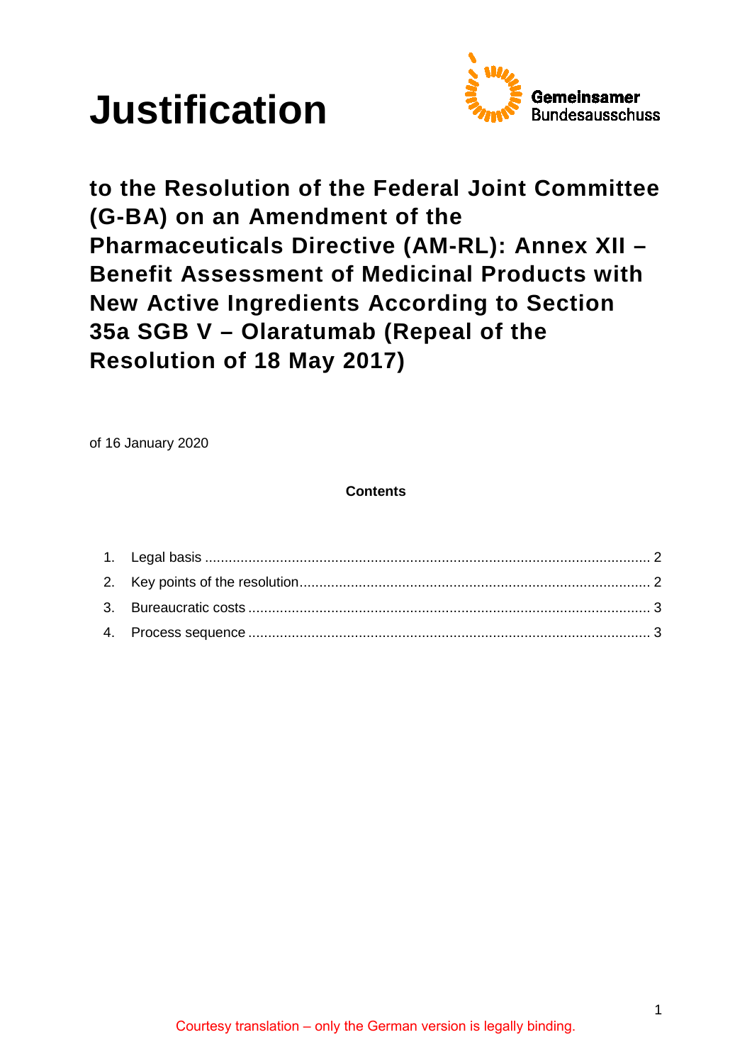# Justification

Gemeinsamer Bundesausschuss

## to the Resolution of the Federal Joint Committee (G-BA) on an Amendment of the Pharmaceuticals Directive (AM-RL): Annex XII – Benefit Assessment of Medicinal Products with New Active Ingredients According to Section 35a SGB V – Olaratumab (Repeal of the Resolution of 18 May 2017)

of 16 January 2020

**Contents**

1. Legal basis ........................................................................................................ 2
2. Key points of the resolution.................................................................................. 2
3. Bureaucratic costs .............................................................................................. 3
4. Process sequence .............................................................................................. 3

Courtesy translation – only the German version is legally binding.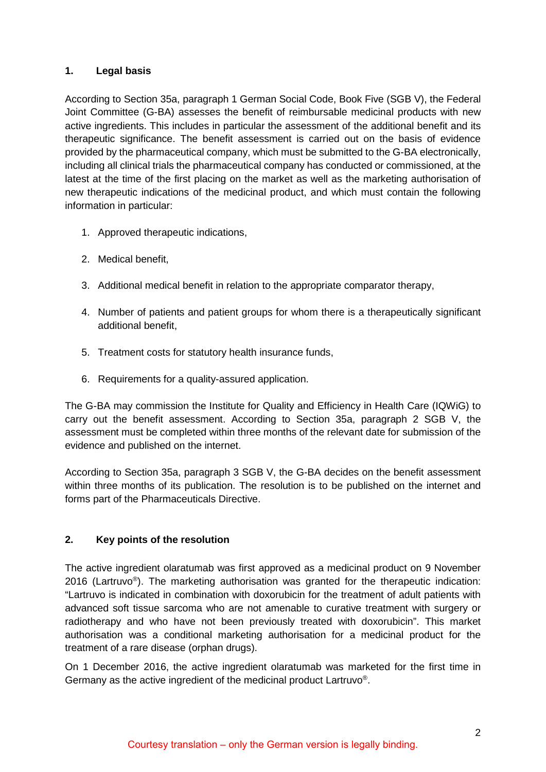## 1. Legal basis

According to Section 35a, paragraph 1 German Social Code, Book Five (SGB V), the Federal Joint Committee (G-BA) assesses the benefit of reimbursable medicinal products with new active ingredients. This includes in particular the assessment of the additional benefit and its therapeutic significance. The benefit assessment is carried out on the basis of evidence provided by the pharmaceutical company, which must be submitted to the G-BA electronically, including all clinical trials the pharmaceutical company has conducted or commissioned, at the latest at the time of the first placing on the market as well as the marketing authorisation of new therapeutic indications of the medicinal product, and which must contain the following information in particular:

1. Approved therapeutic indications,
2. Medical benefit,
3. Additional medical benefit in relation to the appropriate comparator therapy,
4. Number of patients and patient groups for whom there is a therapeutically significant additional benefit,
5. Treatment costs for statutory health insurance funds,
6. Requirements for a quality-assured application.

The G-BA may commission the Institute for Quality and Efficiency in Health Care (IQWiG) to carry out the benefit assessment. According to Section 35a, paragraph 2 SGB V, the assessment must be completed within three months of the relevant date for submission of the evidence and published on the internet.

According to Section 35a, paragraph 3 SGB V, the G-BA decides on the benefit assessment within three months of its publication. The resolution is to be published on the internet and forms part of the Pharmaceuticals Directive.

## 2. Key points of the resolution

The active ingredient olaratumab was first approved as a medicinal product on 9 November 2016 (Lartruvo®). The marketing authorisation was granted for the therapeutic indication: “Lartruvo is indicated in combination with doxorubicin for the treatment of adult patients with advanced soft tissue sarcoma who are not amenable to curative treatment with surgery or radiotherapy and who have not been previously treated with doxorubicin”. This market authorisation was a conditional marketing authorisation for a medicinal product for the treatment of a rare disease (orphan drugs).

On 1 December 2016, the active ingredient olaratumab was marketed for the first time in Germany as the active ingredient of the medicinal product Lartruvo®.

Courtesy translation – only the German version is legally binding.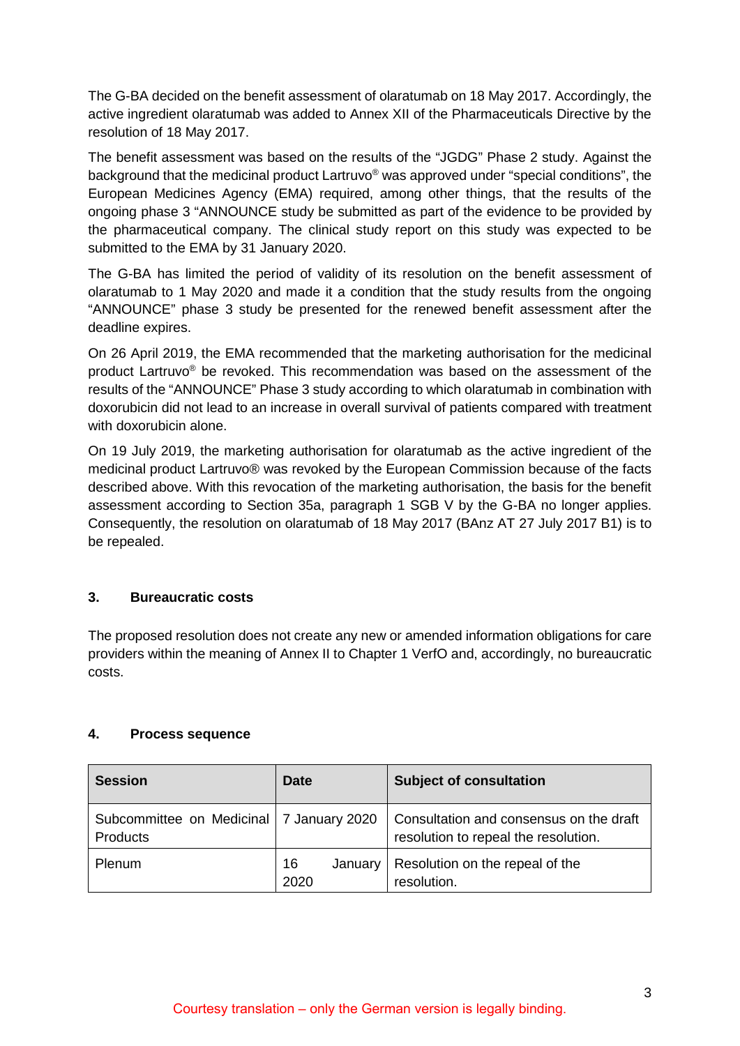The G-BA decided on the benefit assessment of olaratumab on 18 May 2017. Accordingly, the active ingredient olaratumab was added to Annex XII of the Pharmaceuticals Directive by the resolution of 18 May 2017.

The benefit assessment was based on the results of the "JGDG" Phase 2 study. Against the background that the medicinal product Lartruvo® was approved under "special conditions", the European Medicines Agency (EMA) required, among other things, that the results of the ongoing phase 3 "ANNOUNCE study be submitted as part of the evidence to be provided by the pharmaceutical company. The clinical study report on this study was expected to be submitted to the EMA by 31 January 2020.

The G-BA has limited the period of validity of its resolution on the benefit assessment of olaratumab to 1 May 2020 and made it a condition that the study results from the ongoing "ANNOUNCE" phase 3 study be presented for the renewed benefit assessment after the deadline expires.

On 26 April 2019, the EMA recommended that the marketing authorisation for the medicinal product Lartruvo® be revoked. This recommendation was based on the assessment of the results of the "ANNOUNCE" Phase 3 study according to which olaratumab in combination with doxorubicin did not lead to an increase in overall survival of patients compared with treatment with doxorubicin alone.

On 19 July 2019, the marketing authorisation for olaratumab as the active ingredient of the medicinal product Lartruvo® was revoked by the European Commission because of the facts described above. With this revocation of the marketing authorisation, the basis for the benefit assessment according to Section 35a, paragraph 1 SGB V by the G-BA no longer applies. Consequently, the resolution on olaratumab of 18 May 2017 (BAnz AT 27 July 2017 B1) is to be repealed.

## 3. Bureaucratic costs

The proposed resolution does not create any new or amended information obligations for care providers within the meaning of Annex II to Chapter 1 VerfO and, accordingly, no bureaucratic costs.

## 4. Process sequence

| Session | Date | Subject of consultation |
|---|---|---|
| Subcommittee on Medicinal Products | 7 January 2020 | Consultation and consensus on the draft resolution to repeal the resolution. |
| Plenum | 16 January 2020 | Resolution on the repeal of the resolution. |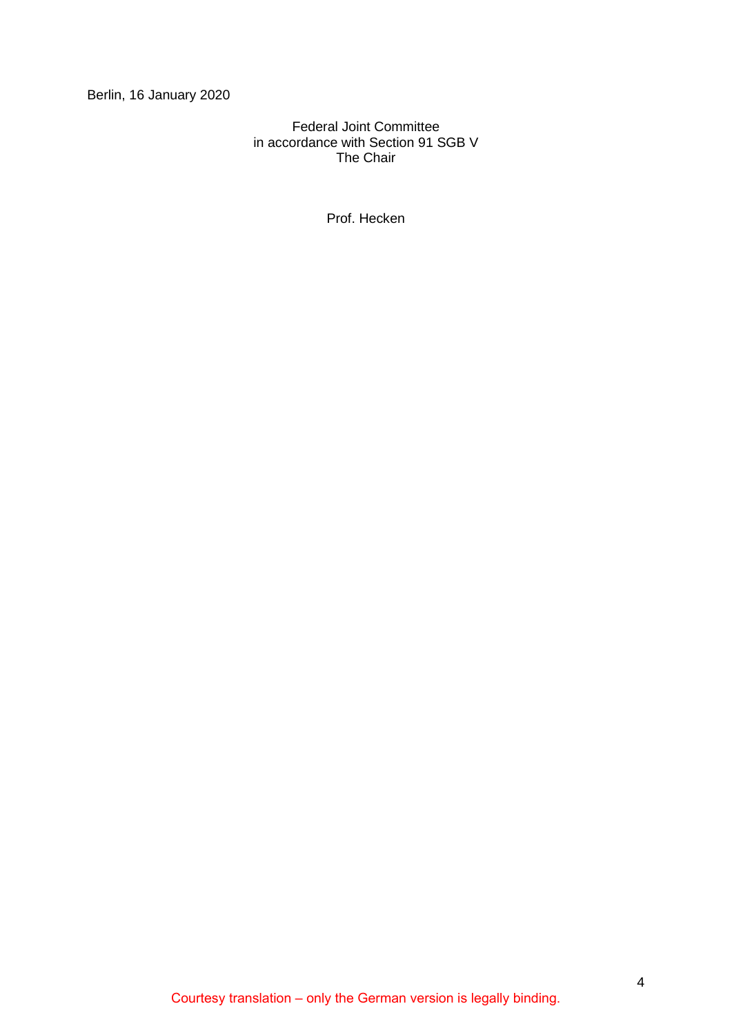Berlin, 16 January 2020

Federal Joint Committee
in accordance with Section 91 SGB V
The Chair

Prof. Hecken

Courtesy translation – only the German version is legally binding.